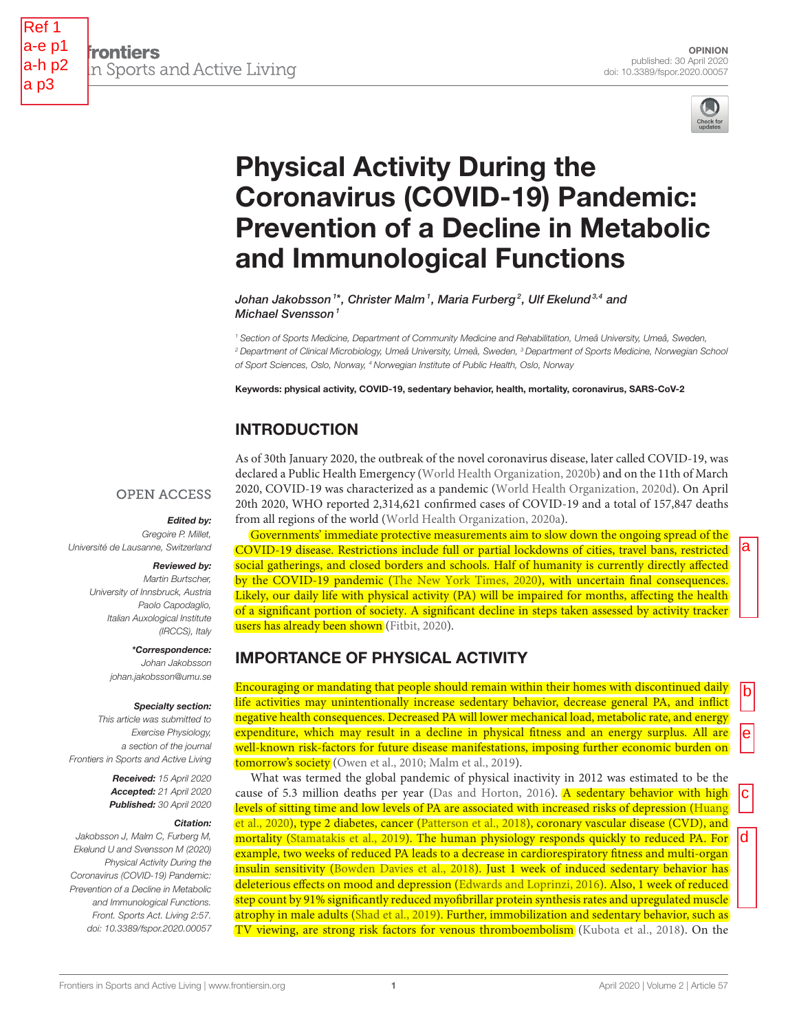# Physical Activity During the Coronavirus (COVID-19) Pandemic: Prevention of a Decline in Metabolic and Immunological Functions

*Johan Jakobsson[1]\*, Christer Malm[1], Maria Furberg[2], Ulf Ekelund[3,4] and Michael Svensson[1]*

[1] Section of Sports Medicine, Department of Community Medicine and Rehabilitation, Umeå University, Umeå, Sweden, [2] Department of Clinical Microbiology, Umeå University, Umeå, Sweden, [3] Department of Sports Medicine, Norwegian School of Sport Sciences, Oslo, Norway, [4] Norwegian Institute of Public Health, Oslo, Norway

**Keywords: physical activity, COVID-19, sedentary behavior, health, mortality, coronavirus, SARS-CoV-2**

OPEN ACCESS

***Edited by:***
Gregoire P. Millet,
Université de Lausanne, Switzerland

***Reviewed by:***
Martin Burtscher,
University of Innsbruck, Austria
Paolo Capodaglio,
Italian Auxological Institute (IRCCS), Italy

***\*Correspondence:***
Johan Jakobsson
johan.jakobsson@umu.se

***Specialty section:***
This article was submitted to Exercise Physiology, a section of the journal Frontiers in Sports and Active Living

**Received:** 15 April 2020
**Accepted:** 21 April 2020
**Published:** 30 April 2020

***Citation:***
Jakobsson J, Malm C, Furberg M, Ekelund U and Svensson M (2020) Physical Activity During the Coronavirus (COVID-19) Pandemic: Prevention of a Decline in Metabolic and Immunological Functions. Front. Sports Act. Living 2:57. doi: 10.3389/fspor.2020.00057

## INTRODUCTION

As of 30th January 2020, the outbreak of the novel coronavirus disease, later called COVID-19, was declared a Public Health Emergency (World Health Organization, 2020b) and on the 11th of March 2020, COVID-19 was characterized as a pandemic (World Health Organization, 2020d). On April 20th 2020, WHO reported 2,314,621 confirmed cases of COVID-19 and a total of 157,847 deaths from all regions of the world (World Health Organization, 2020a).

Governments' immediate protective measurements aim to slow down the ongoing spread of the COVID-19 disease. Restrictions include full or partial lockdowns of cities, travel bans, restricted social gatherings, and closed borders and schools. Half of humanity is currently directly affected by the COVID-19 pandemic (The New York Times, 2020), with uncertain final consequences. Likely, our daily life with physical activity (PA) will be impaired for months, affecting the health of a significant portion of society. A significant decline in steps taken assessed by activity tracker users has already been shown (Fitbit, 2020).

## IMPORTANCE OF PHYSICAL ACTIVITY

Encouraging or mandating that people should remain within their homes with discontinued daily life activities may unintentionally increase sedentary behavior, decrease general PA, and inflict negative health consequences. Decreased PA will lower mechanical load, metabolic rate, and energy expenditure, which may result in a decline in physical fitness and an energy surplus. All are well-known risk-factors for future disease manifestations, imposing further economic burden on tomorrow's society (Owen et al., 2010; Malm et al., 2019).

What was termed the global pandemic of physical inactivity in 2012 was estimated to be the cause of 5.3 million deaths per year (Das and Horton, 2016). A sedentary behavior with high levels of sitting time and low levels of PA are associated with increased risks of depression (Huang et al., 2020), type 2 diabetes, cancer (Patterson et al., 2018), coronary vascular disease (CVD), and mortality (Stamatakis et al., 2019). The human physiology responds quickly to reduced PA. For example, two weeks of reduced PA leads to a decrease in cardiorespiratory fitness and multi-organ insulin sensitivity (Bowden Davies et al., 2018). Just 1 week of induced sedentary behavior has deleterious effects on mood and depression (Edwards and Loprinzi, 2016). Also, 1 week of reduced step count by 91% significantly reduced myofibrillar protein synthesis rates and upregulated muscle atrophy in male adults (Shad et al., 2019). Further, immobilization and sedentary behavior, such as TV viewing, are strong risk factors for venous thromboembolism (Kubota et al., 2018). On the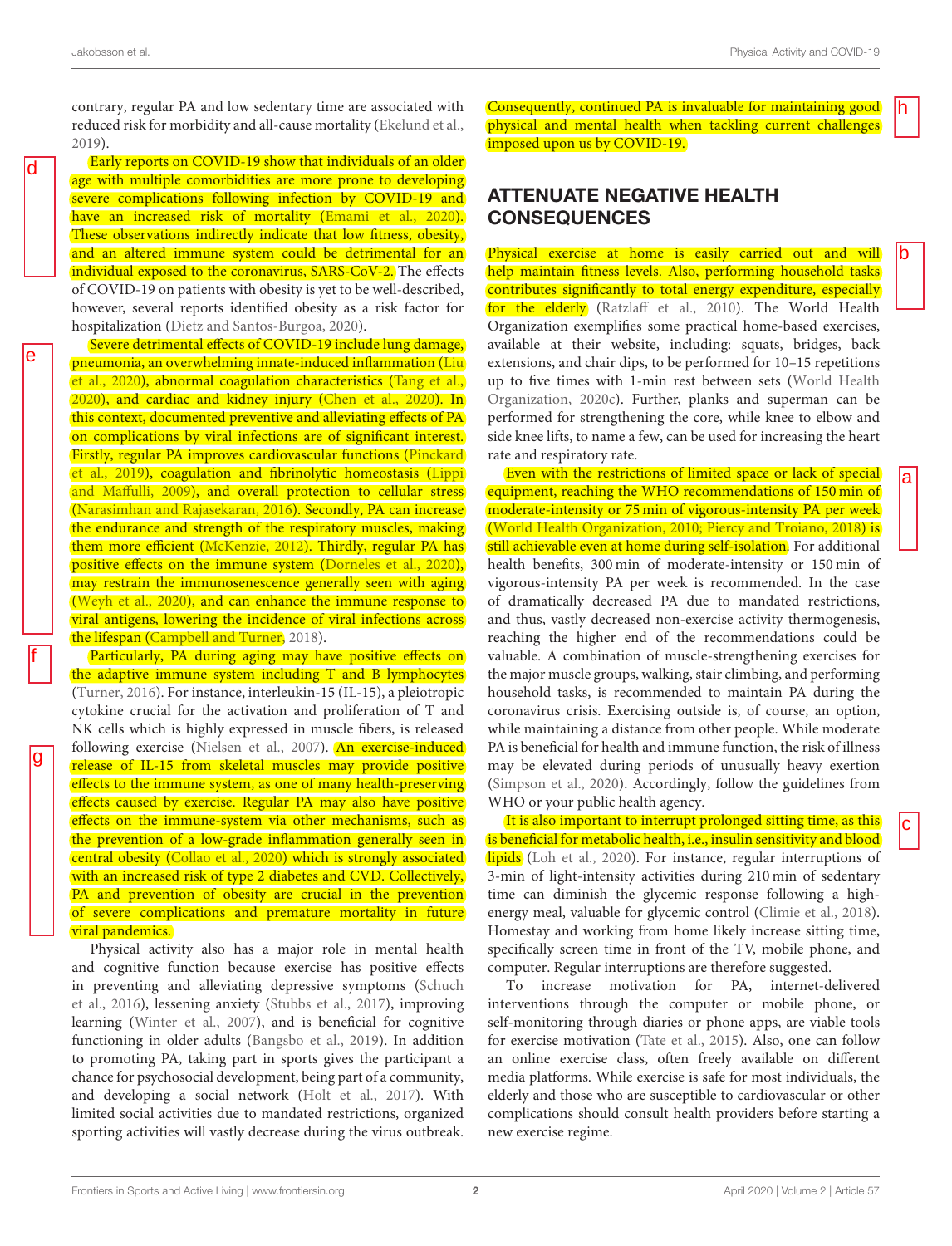contrary, regular PA and low sedentary time are associated with reduced risk for morbidity and all-cause mortality (Ekelund et al., 2019).

Early reports on COVID-19 show that individuals of an older age with multiple comorbidities are more prone to developing severe complications following infection by COVID-19 and have an increased risk of mortality (Emami et al., 2020). These observations indirectly indicate that low fitness, obesity, and an altered immune system could be detrimental for an individual exposed to the coronavirus, SARS-CoV-2. The effects of COVID-19 on patients with obesity is yet to be well-described, however, several reports identified obesity as a risk factor for hospitalization (Dietz and Santos-Burgoa, 2020).

Severe detrimental effects of COVID-19 include lung damage, pneumonia, an overwhelming innate-induced inflammation (Liu et al., 2020), abnormal coagulation characteristics (Tang et al., 2020), and cardiac and kidney injury (Chen et al., 2020). In this context, documented preventive and alleviating effects of PA on complications by viral infections are of significant interest. Firstly, regular PA improves cardiovascular functions (Pinckard et al., 2019), coagulation and fibrinolytic homeostasis (Lippi and Maffulli, 2009), and overall protection to cellular stress (Narasimhan and Rajasekaran, 2016). Secondly, PA can increase the endurance and strength of the respiratory muscles, making them more efficient (McKenzie, 2012). Thirdly, regular PA has positive effects on the immune system (Dorneles et al., 2020), may restrain the immunosenescence generally seen with aging (Weyh et al., 2020), and can enhance the immune response to viral antigens, lowering the incidence of viral infections across the lifespan (Campbell and Turner, 2018).

Particularly, PA during aging may have positive effects on the adaptive immune system including T and B lymphocytes (Turner, 2016). For instance, interleukin-15 (IL-15), a pleiotropic cytokine crucial for the activation and proliferation of T and NK cells which is highly expressed in muscle fibers, is released following exercise (Nielsen et al., 2007). An exercise-induced release of IL-15 from skeletal muscles may provide positive effects to the immune system, as one of many health-preserving effects caused by exercise. Regular PA may also have positive effects on the immune-system via other mechanisms, such as the prevention of a low-grade inflammation generally seen in central obesity (Collao et al., 2020) which is strongly associated with an increased risk of type 2 diabetes and CVD. Collectively, PA and prevention of obesity are crucial in the prevention of severe complications and premature mortality in future viral pandemics.

Physical activity also has a major role in mental health and cognitive function because exercise has positive effects in preventing and alleviating depressive symptoms (Schuch et al., 2016), lessening anxiety (Stubbs et al., 2017), improving learning (Winter et al., 2007), and is beneficial for cognitive functioning in older adults (Bangsbo et al., 2019). In addition to promoting PA, taking part in sports gives the participant a chance for psychosocial development, being part of a community, and developing a social network (Holt et al., 2017). With limited social activities due to mandated restrictions, organized sporting activities will vastly decrease during the virus outbreak. Consequently, continued PA is invaluable for maintaining good physical and mental health when tackling current challenges imposed upon us by COVID-19.

## ATTENUATE NEGATIVE HEALTH CONSEQUENCES

Physical exercise at home is easily carried out and will help maintain fitness levels. Also, performing household tasks contributes significantly to total energy expenditure, especially for the elderly (Ratzlaff et al., 2010). The World Health Organization exemplifies some practical home-based exercises, available at their website, including: squats, bridges, back extensions, and chair dips, to be performed for 10–15 repetitions up to five times with 1-min rest between sets (World Health Organization, 2020c). Further, planks and superman can be performed for strengthening the core, while knee to elbow and side knee lifts, to name a few, can be used for increasing the heart rate and respiratory rate.

Even with the restrictions of limited space or lack of special equipment, reaching the WHO recommendations of 150 min of moderate-intensity or 75 min of vigorous-intensity PA per week (World Health Organization, 2010; Piercy and Troiano, 2018) is still achievable even at home during self-isolation. For additional health benefits, 300 min of moderate-intensity or 150 min of vigorous-intensity PA per week is recommended. In the case of dramatically decreased PA due to mandated restrictions, and thus, vastly decreased non-exercise activity thermogenesis, reaching the higher end of the recommendations could be valuable. A combination of muscle-strengthening exercises for the major muscle groups, walking, stair climbing, and performing household tasks, is recommended to maintain PA during the coronavirus crisis. Exercising outside is, of course, an option, while maintaining a distance from other people. While moderate PA is beneficial for health and immune function, the risk of illness may be elevated during periods of unusually heavy exertion (Simpson et al., 2020). Accordingly, follow the guidelines from WHO or your public health agency.

It is also important to interrupt prolonged sitting time, as this is beneficial for metabolic health, i.e., insulin sensitivity and blood lipids (Loh et al., 2020). For instance, regular interruptions of 3-min of light-intensity activities during 210 min of sedentary time can diminish the glycemic response following a high-energy meal, valuable for glycemic control (Climie et al., 2018). Homestay and working from home likely increase sitting time, specifically screen time in front of the TV, mobile phone, and computer. Regular interruptions are therefore suggested.

To increase motivation for PA, internet-delivered interventions through the computer or mobile phone, or self-monitoring through diaries or phone apps, are viable tools for exercise motivation (Tate et al., 2015). Also, one can follow an online exercise class, often freely available on different media platforms. While exercise is safe for most individuals, the elderly and those who are susceptible to cardiovascular or other complications should consult health providers before starting a new exercise regime.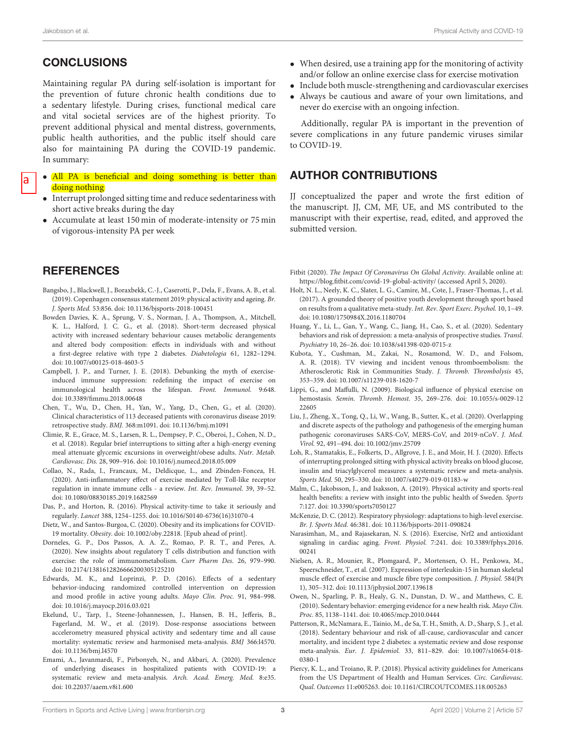## CONCLUSIONS

Maintaining regular PA during self-isolation is important for the prevention of future chronic health conditions due to a sedentary lifestyle. During crises, functional medical care and vital societal services are of the highest priority. To prevent additional physical and mental distress, governments, public health authorities, and the public itself should care also for maintaining PA during the COVID-19 pandemic. In summary:

- All PA is beneficial and doing something is better than doing nothing
- Interrupt prolonged sitting time and reduce sedentariness with short active breaks during the day
- Accumulate at least 150 min of moderate-intensity or 75 min of vigorous-intensity PA per week
- When desired, use a training app for the monitoring of activity and/or follow an online exercise class for exercise motivation
- Include both muscle-strengthening and cardiovascular exercises
- Always be cautious and aware of your own limitations, and never do exercise with an ongoing infection.

Additionally, regular PA is important in the prevention of severe complications in any future pandemic viruses similar to COVID-19.

## AUTHOR CONTRIBUTIONS

JJ conceptualized the paper and wrote the first edition of the manuscript. JJ, CM, MF, UE, and MS contributed to the manuscript with their expertise, read, edited, and approved the submitted version.

## REFERENCES

Bangsbo, J., Blackwell, J., Boraxbekk, C.-J., Caserotti, P., Dela, F., Evans, A. B., et al. (2019). Copenhagen consensus statement 2019: physical activity and ageing. *Br. J. Sports Med.* 53:856. doi: 10.1136/bjsports-2018-100451

Bowden Davies, K. A., Sprung, V. S., Norman, J. A., Thompson, A., Mitchell, K. L., Halford, J. C. G., et al. (2018). Short-term decreased physical activity with increased sedentary behaviour causes metabolic derangements and altered body composition: effects in individuals with and without a first-degree relative with type 2 diabetes. *Diabetologia* 61, 1282–1294. doi: 10.1007/s00125-018-4603-5

Campbell, J. P., and Turner, J. E. (2018). Debunking the myth of exercise-induced immune suppression: redefining the impact of exercise on immunological health across the lifespan. *Front. Immunol.* 9:648. doi: 10.3389/fimmu.2018.00648

Chen, T., Wu, D., Chen, H., Yan, W., Yang, D., Chen, G., et al. (2020). Clinical characteristics of 113 deceased patients with coronavirus disease 2019: retrospective study. *BMJ*. 368:m1091. doi: 10.1136/bmj.m1091

Climie, R. E., Grace, M. S., Larsen, R. L., Dempsey, P. C., Oberoi, J., Cohen, N. D., et al. (2018). Regular brief interruptions to sitting after a high-energy evening meal attenuate glycemic excursions in overweight/obese adults. *Nutr. Metab. Cardiovasc. Dis.* 28, 909–916. doi: 10.1016/j.numecd.2018.05.009

Collao, N., Rada, I., Francaux, M., Deldicque, L., and Zbinden-Foncea, H. (2020). Anti-inflammatory effect of exercise mediated by Toll-like receptor regulation in innate immune cells - a review. *Int. Rev. Immunol.* 39, 39–52. doi: 10.1080/08830185.2019.1682569

Das, P., and Horton, R. (2016). Physical activity-time to take it seriously and regularly. *Lancet* 388, 1254–1255. doi: 10.1016/S0140-6736(16)31070-4

Dietz, W., and Santos-Burgoa, C. (2020). Obesity and its implications for COVID-19 mortality. *Obesity*. doi: 10.1002/oby.22818. [Epub ahead of print].

Dorneles, G. P., Dos Passos, A. A. Z., Romao, P. R. T., and Peres, A. (2020). New insights about regulatory T cells distribution and function with exercise: the role of immunometabolism. *Curr Pharm Des.* 26, 979–990. doi: 10.2174/1381612826666200305125210

Edwards, M. K., and Loprinzi, P. D. (2016). Effects of a sedentary behavior-inducing randomized controlled intervention on depression and mood profile in active young adults. *Mayo Clin. Proc.* 91, 984–998. doi: 10.1016/j.mayocp.2016.03.021

Ekelund, U., Tarp, J., Steene-Johannessen, J., Hansen, B. H., Jefferis, B., Fagerland, M. W., et al. (2019). Dose-response associations between accelerometry measured physical activity and sedentary time and all cause mortality: systematic review and harmonised meta-analysis. *BMJ* 366:l4570. doi: 10.1136/bmj.l4570

Emami, A., Javanmardi, F., Pirbonyeh, N., and Akbari, A. (2020). Prevalence of underlying diseases in hospitalized patients with COVID-19: a systematic review and meta-analysis. *Arch. Acad. Emerg. Med.* 8:e35. doi: 10.22037/aaem.v8i1.600

Fitbit (2020). *The Impact Of Coronavirus On Global Activity*. Available online at: https://blog.fitbit.com/covid-19-global-activity/ (accessed April 5, 2020).

Holt, N. L., Neely, K. C., Slater, L. G., Camire, M., Cote, J., Fraser-Thomas, J., et al. (2017). A grounded theory of positive youth development through sport based on results from a qualitative meta-study. *Int. Rev. Sport Exerc. Psychol.* 10, 1–49. doi: 10.1080/1750984X.2016.1180704

Huang, Y., Li, L., Gan, Y., Wang, C., Jiang, H., Cao, S., et al. (2020). Sedentary behaviors and risk of depression: a meta-analysis of prospective studies. *Transl. Psychiatry* 10, 26–26. doi: 10.1038/s41398-020-0715-z

Kubota, Y., Cushman, M., Zakai, N., Rosamond, W. D., and Folsom, A. R. (2018). TV viewing and incident venous thromboembolism: the Atherosclerotic Risk in Communities Study. *J. Thromb. Thrombolysis* 45, 353–359. doi: 10.1007/s11239-018-1620-7

Lippi, G., and Maffulli, N. (2009). Biological influence of physical exercise on hemostasis. *Semin. Thromb. Hemost.* 35, 269–276. doi: 10.1055/s-0029-1222605

Liu, J., Zheng, X., Tong, Q., Li, W., Wang, B., Sutter, K., et al. (2020). Overlapping and discrete aspects of the pathology and pathogenesis of the emerging human pathogenic coronaviruses SARS-CoV, MERS-CoV, and 2019-nCoV. *J. Med. Virol.* 92, 491–494. doi: 10.1002/jmv.25709

Loh, R., Stamatakis, E., Folkerts, D., Allgrove, J. E., and Moir, H. J. (2020). Effects of interrupting prolonged sitting with physical activity breaks on blood glucose, insulin and triacylglycerol measures: a systematic review and meta-analysis. *Sports Med.* 50, 295–330. doi: 10.1007/s40279-019-01183-w

Malm, C., Jakobsson, J., and Isaksson, A. (2019). Physical activity and sports-real health benefits: a review with insight into the public health of Sweden. *Sports* 7:127. doi: 10.3390/sports7050127

McKenzie, D. C. (2012). Respiratory physiology: adaptations to high-level exercise. *Br. J. Sports Med.* 46:381. doi: 10.1136/bjsports-2011-090824

Narasimhan, M., and Rajasekaran, N. S. (2016). Exercise, Nrf2 and antioxidant signaling in cardiac aging. *Front. Physiol.* 7:241. doi: 10.3389/fphys.2016.00241

Nielsen, A. R., Mounier, R., Plomgaard, P., Mortensen, O. H., Penkowa, M., Speerschneider, T., et al. (2007). Expression of interleukin-15 in human skeletal muscle effect of exercise and muscle fibre type composition. *J. Physiol.* 584(Pt 1), 305–312. doi: 10.1113/jphysiol.2007.139618

Owen, N., Sparling, P. B., Healy, G. N., Dunstan, D. W., and Matthews, C. E. (2010). Sedentary behavior: emerging evidence for a new health risk. *Mayo Clin. Proc.* 85, 1138–1141. doi: 10.4065/mcp.2010.0444

Patterson, R., McNamara, E., Tainio, M., de Sa, T. H., Smith, A. D., Sharp, S. J., et al. (2018). Sedentary behaviour and risk of all-cause, cardiovascular and cancer mortality, and incident type 2 diabetes: a systematic review and dose response meta-analysis. *Eur. J. Epidemiol.* 33, 811–829. doi: 10.1007/s10654-018-0380-1

Piercy, K. L., and Troiano, R. P. (2018). Physical activity guidelines for Americans from the US Department of Health and Human Services. *Circ. Cardiovasc. Qual. Outcomes* 11:e005263. doi: 10.1161/CIRCOUTCOMES.118.005263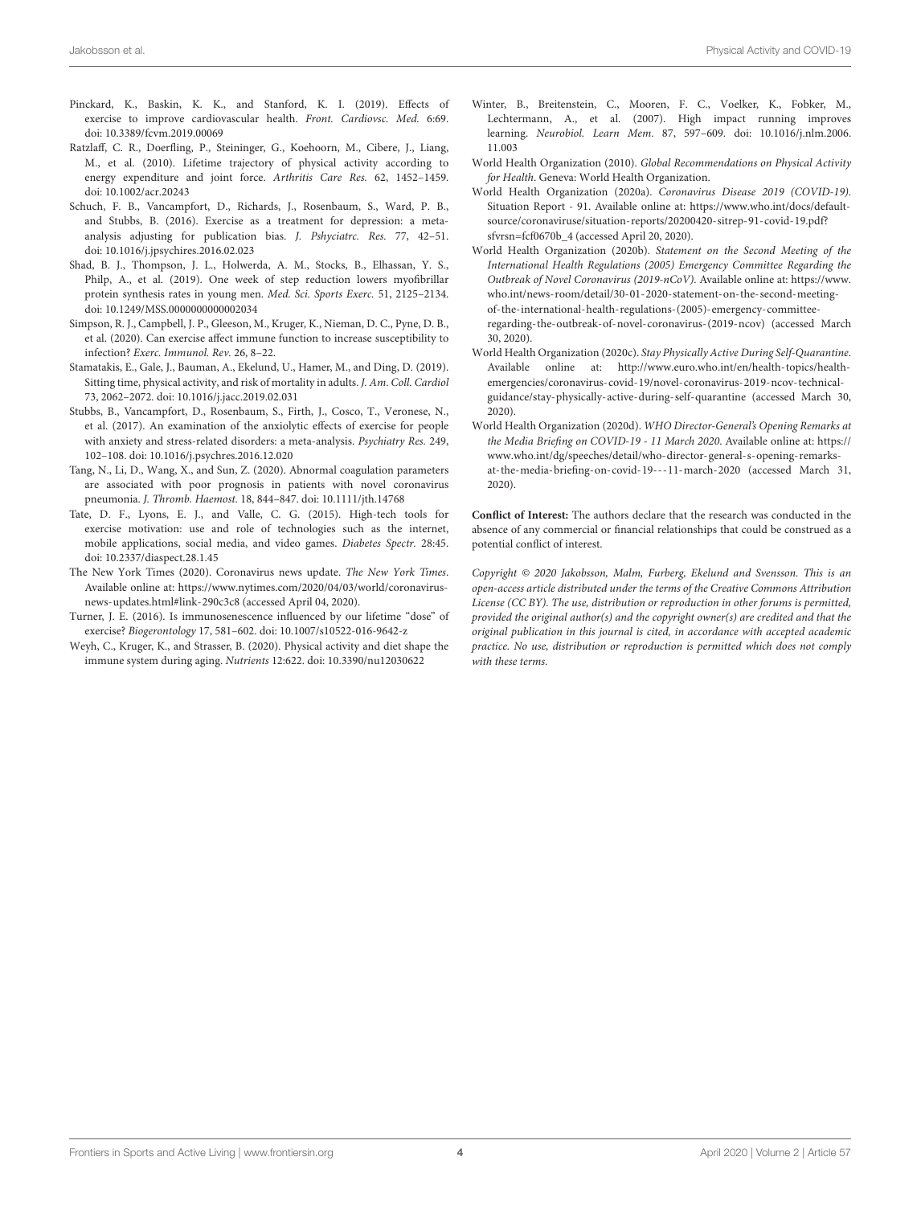Pinckard, K., Baskin, K. K., and Stanford, K. I. (2019). Effects of exercise to improve cardiovascular health. *Front. Cardiovsc. Med.* 6:69. doi: 10.3389/fcvm.2019.00069

Ratzlaff, C. R., Doerfling, P., Steininger, G., Koehoorn, M., Cibere, J., Liang, M., et al. (2010). Lifetime trajectory of physical activity according to energy expenditure and joint force. *Arthritis Care Res.* 62, 1452–1459. doi: 10.1002/acr.20243

Schuch, F. B., Vancampfort, D., Richards, J., Rosenbaum, S., Ward, P. B., and Stubbs, B. (2016). Exercise as a treatment for depression: a meta-analysis adjusting for publication bias. *J. Pshyciatrc. Res.* 77, 42–51. doi: 10.1016/j.jpsychires.2016.02.023

Shad, B. J., Thompson, J. L., Holwerda, A. M., Stocks, B., Elhassan, Y. S., Philp, A., et al. (2019). One week of step reduction lowers myofibrillar protein synthesis rates in young men. *Med. Sci. Sports Exerc.* 51, 2125–2134. doi: 10.1249/MSS.0000000000002034

Simpson, R. J., Campbell, J. P., Gleeson, M., Kruger, K., Nieman, D. C., Pyne, D. B., et al. (2020). Can exercise affect immune function to increase susceptibility to infection? *Exerc. Immunol. Rev.* 26, 8–22.

Stamatakis, E., Gale, J., Bauman, A., Ekelund, U., Hamer, M., and Ding, D. (2019). Sitting time, physical activity, and risk of mortality in adults. *J. Am. Coll. Cardiol* 73, 2062–2072. doi: 10.1016/j.jacc.2019.02.031

Stubbs, B., Vancampfort, D., Rosenbaum, S., Firth, J., Cosco, T., Veronese, N., et al. (2017). An examination of the anxiolytic effects of exercise for people with anxiety and stress-related disorders: a meta-analysis. *Psychiatry Res.* 249, 102–108. doi: 10.1016/j.psychres.2016.12.020

Tang, N., Li, D., Wang, X., and Sun, Z. (2020). Abnormal coagulation parameters are associated with poor prognosis in patients with novel coronavirus pneumonia. *J. Thromb. Haemost.* 18, 844–847. doi: 10.1111/jth.14768

Tate, D. F., Lyons, E. J., and Valle, C. G. (2015). High-tech tools for exercise motivation: use and role of technologies such as the internet, mobile applications, social media, and video games. *Diabetes Spectr.* 28:45. doi: 10.2337/diaspect.28.1.45

The New York Times (2020). Coronavirus news update. *The New York Times*. Available online at: https://www.nytimes.com/2020/04/03/world/coronavirus-news-updates.html#link-290c3c8 (accessed April 04, 2020).

Turner, J. E. (2016). Is immunosenescence influenced by our lifetime "dose" of exercise? *Biogerontology* 17, 581–602. doi: 10.1007/s10522-016-9642-z

Weyh, C., Kruger, K., and Strasser, B. (2020). Physical activity and diet shape the immune system during aging. *Nutrients* 12:622. doi: 10.3390/nu12030622

Winter, B., Breitenstein, C., Mooren, F. C., Voelker, K., Fobker, M., Lechtermann, A., et al. (2007). High impact running improves learning. *Neurobiol. Learn Mem.* 87, 597–609. doi: 10.1016/j.nlm.2006.11.003

World Health Organization (2010). *Global Recommendations on Physical Activity for Health*. Geneva: World Health Organization.

World Health Organization (2020a). *Coronavirus Disease 2019 (COVID-19).* Situation Report - 91. Available online at: https://www.who.int/docs/default-source/coronaviruse/situation-reports/20200420-sitrep-91-covid-19.pdf?sfvrsn=fcf0670b_4 (accessed April 20, 2020).

World Health Organization (2020b). *Statement on the Second Meeting of the International Health Regulations (2005) Emergency Committee Regarding the Outbreak of Novel Coronavirus (2019-nCoV)*. Available online at: https://www.who.int/news-room/detail/30-01-2020-statement-on-the-second-meeting-of-the-international-health-regulations-(2005)-emergency-committee-regarding-the-outbreak-of-novel-coronavirus-(2019-ncov) (accessed March 30, 2020).

World Health Organization (2020c). *Stay Physically Active During Self-Quarantine*. Available online at: http://www.euro.who.int/en/health-topics/health-emergencies/coronavirus-covid-19/novel-coronavirus-2019-ncov-technical-guidance/stay-physically-active-during-self-quarantine (accessed March 30, 2020).

World Health Organization (2020d). *WHO Director-General's Opening Remarks at the Media Briefing on COVID-19 - 11 March 2020*. Available online at: https://www.who.int/dg/speeches/detail/who-director-general-s-opening-remarks-at-the-media-briefing-on-covid-19---11-march-2020 (accessed March 31, 2020).

**Conflict of Interest:** The authors declare that the research was conducted in the absence of any commercial or financial relationships that could be construed as a potential conflict of interest.

*Copyright © 2020 Jakobsson, Malm, Furberg, Ekelund and Svensson. This is an open-access article distributed under the terms of the Creative Commons Attribution License (CC BY). The use, distribution or reproduction in other forums is permitted, provided the original author(s) and the copyright owner(s) are credited and that the original publication in this journal is cited, in accordance with accepted academic practice. No use, distribution or reproduction is permitted which does not comply with these terms.*